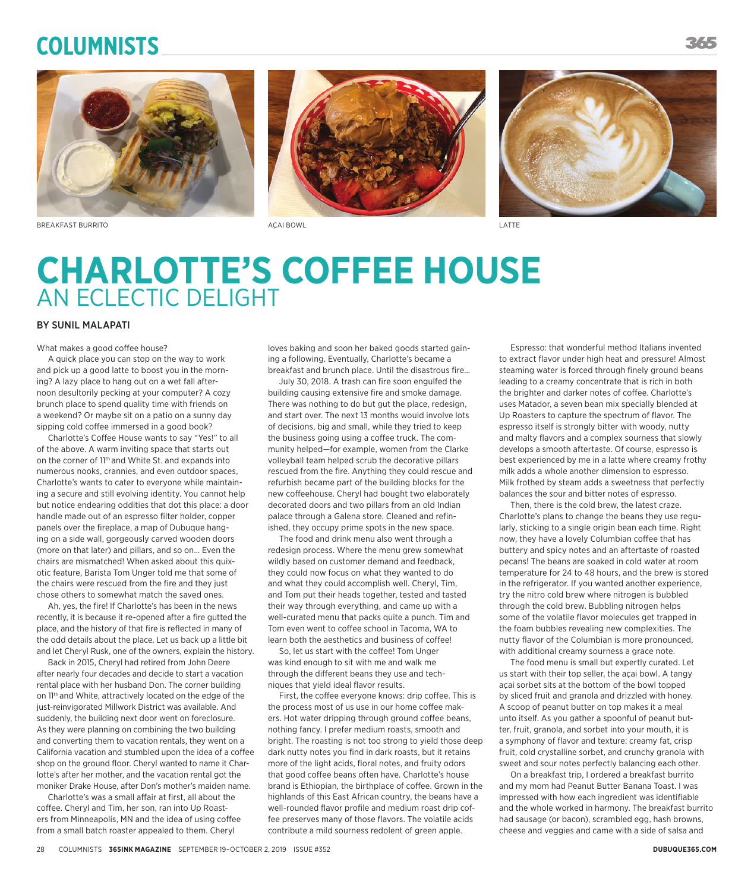BREAKFAST BURRITO

AÇAI BOWL

LATTE

# CHARLOTTE'S COFFEE HOUSE
## AN ECLECTIC DELIGHT

BY SUNIL MALAPATI

What makes a good coffee house?

A quick place you can stop on the way to work and pick up a good latte to boost you in the morning? A lazy place to hang out on a wet fall afternoon desultorily pecking at your computer? A cozy brunch place to spend quality time with friends on a weekend? Or maybe sit on a patio on a sunny day sipping cold coffee immersed in a good book?

Charlotte's Coffee House wants to say "Yes!" to all of the above. A warm inviting space that starts out on the corner of 11th and White St. and expands into numerous nooks, crannies, and even outdoor spaces, Charlotte's wants to cater to everyone while maintaining a secure and still evolving identity. You cannot help but notice endearing oddities that dot this place: a door handle made out of an espresso filter holder, copper panels over the fireplace, a map of Dubuque hanging on a side wall, gorgeously carved wooden doors (more on that later) and pillars, and so on… Even the chairs are mismatched! When asked about this quixotic feature, Barista Tom Unger told me that some of the chairs were rescued from the fire and they just chose others to somewhat match the saved ones.

Ah, yes, the fire! If Charlotte's has been in the news recently, it is because it re-opened after a fire gutted the place, and the history of that fire is reflected in many of the odd details about the place. Let us back up a little bit and let Cheryl Rusk, one of the owners, explain the history.

Back in 2015, Cheryl had retired from John Deere after nearly four decades and decide to start a vacation rental place with her husband Don. The corner building on 11th and White, attractively located on the edge of the just-reinvigorated Millwork District was available. And suddenly, the building next door went on foreclosure. As they were planning on combining the two building and converting them to vacation rentals, they went on a California vacation and stumbled upon the idea of a coffee shop on the ground floor. Cheryl wanted to name it Charlotte's after her mother, and the vacation rental got the moniker Drake House, after Don's mother's maiden name.

Charlotte's was a small affair at first, all about the coffee. Cheryl and Tim, her son, ran into Up Roasters from Minneapolis, MN and the idea of using coffee from a small batch roaster appealed to them. Cheryl loves baking and soon her baked goods started gaining a following. Eventually, Charlotte's became a breakfast and brunch place. Until the disastrous fire…

July 30, 2018. A trash can fire soon engulfed the building causing extensive fire and smoke damage. There was nothing to do but gut the place, redesign, and start over. The next 13 months would involve lots of decisions, big and small, while they tried to keep the business going using a coffee truck. The community helped—for example, women from the Clarke volleyball team helped scrub the decorative pillars rescued from the fire. Anything they could rescue and refurbish became part of the building blocks for the new coffeehouse. Cheryl had bought two elaborately decorated doors and two pillars from an old Indian palace through a Galena store. Cleaned and refinished, they occupy prime spots in the new space.

The food and drink menu also went through a redesign process. Where the menu grew somewhat wildly based on customer demand and feedback, they could now focus on what they wanted to do and what they could accomplish well. Cheryl, Tim, and Tom put their heads together, tested and tasted their way through everything, and came up with a well-curated menu that packs quite a punch. Tim and Tom even went to coffee school in Tacoma, WA to learn both the aesthetics and business of coffee!

So, let us start with the coffee! Tom Unger was kind enough to sit with me and walk me through the different beans they use and techniques that yield ideal flavor results.

First, the coffee everyone knows: drip coffee. This is the process most of us use in our home coffee makers. Hot water dripping through ground coffee beans, nothing fancy. I prefer medium roasts, smooth and bright. The roasting is not too strong to yield those deep dark nutty notes you find in dark roasts, but it retains more of the light acids, floral notes, and fruity odors that good coffee beans often have. Charlotte's house brand is Ethiopian, the birthplace of coffee. Grown in the highlands of this East African country, the beans have a well-rounded flavor profile and medium roast drip coffee preserves many of those flavors. The volatile acids contribute a mild sourness redolent of green apple.

Espresso: that wonderful method Italians invented to extract flavor under high heat and pressure! Almost steaming water is forced through finely ground beans leading to a creamy concentrate that is rich in both the brighter and darker notes of coffee. Charlotte's uses Matador, a seven bean mix specially blended at Up Roasters to capture the spectrum of flavor. The espresso itself is strongly bitter with woody, nutty and malty flavors and a complex sourness that slowly develops a smooth aftertaste. Of course, espresso is best experienced by me in a latte where creamy frothy milk adds a whole another dimension to espresso. Milk frothed by steam adds a sweetness that perfectly balances the sour and bitter notes of espresso.

Then, there is the cold brew, the latest craze. Charlotte's plans to change the beans they use regularly, sticking to a single origin bean each time. Right now, they have a lovely Columbian coffee that has buttery and spicy notes and an aftertaste of roasted pecans! The beans are soaked in cold water at room temperature for 24 to 48 hours, and the brew is stored in the refrigerator. If you wanted another experience, try the nitro cold brew where nitrogen is bubbled through the cold brew. Bubbling nitrogen helps some of the volatile flavor molecules get trapped in the foam bubbles revealing new complexities. The nutty flavor of the Columbian is more pronounced, with additional creamy sourness a grace note.

The food menu is small but expertly curated. Let us start with their top seller, the açai bowl. A tangy açai sorbet sits at the bottom of the bowl topped by sliced fruit and granola and drizzled with honey. A scoop of peanut butter on top makes it a meal unto itself. As you gather a spoonful of peanut butter, fruit, granola, and sorbet into your mouth, it is a symphony of flavor and texture: creamy fat, crisp fruit, cold crystalline sorbet, and crunchy granola with sweet and sour notes perfectly balancing each other.

On a breakfast trip, I ordered a breakfast burrito and my mom had Peanut Butter Banana Toast. I was impressed with how each ingredient was identifiable and the whole worked in harmony. The breakfast burrito had sausage (or bacon), scrambled egg, hash browns, cheese and veggies and came with a side of salsa and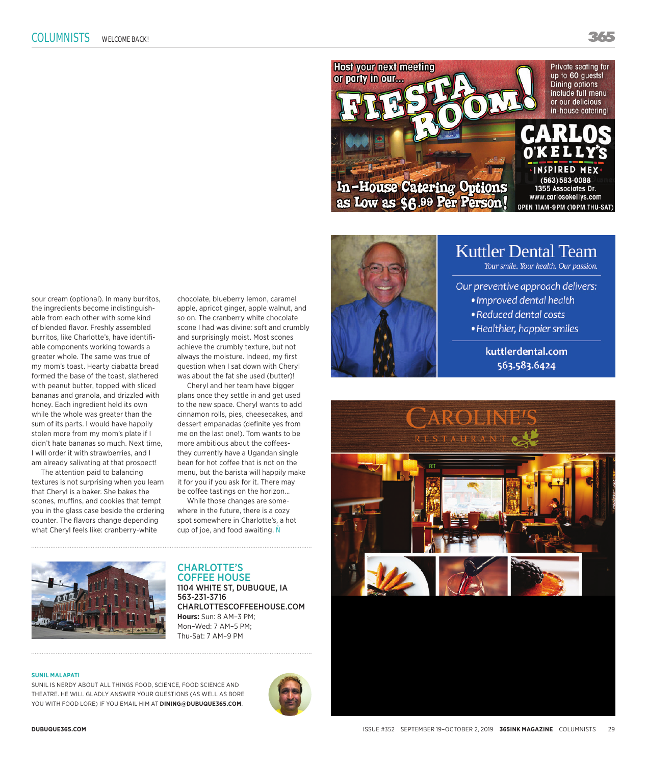sour cream (optional). In many burritos, the ingredients become indistinguishable from each other with some kind of blended flavor. Freshly assembled burritos, like Charlotte's, have identifiable components working towards a greater whole. The same was true of my mom's toast. Hearty ciabatta bread formed the base of the toast, slathered with peanut butter, topped with sliced bananas and granola, and drizzled with honey. Each ingredient held its own while the whole was greater than the sum of its parts. I would have happily stolen more from my mom's plate if I didn't hate bananas so much. Next time, I will order it with strawberries, and I am already salivating at that prospect!

The attention paid to balancing textures is not surprising when you learn that Cheryl is a baker. She bakes the scones, muffins, and cookies that tempt you in the glass case beside the ordering counter. The flavors change depending what Cheryl feels like: cranberry-white chocolate, blueberry lemon, caramel apple, apricot ginger, apple walnut, and so on. The cranberry white chocolate scone I had was divine: soft and crumbly and surprisingly moist. Most scones achieve the crumbly texture, but not always the moisture. Indeed, my first question when I sat down with Cheryl was about the fat she used (butter)!

Cheryl and her team have bigger plans once they settle in and get used to the new space. Cheryl wants to add cinnamon rolls, pies, cheesecakes, and dessert empanadas (definite yes from me on the last one!). Tom wants to be more ambitious about the coffees-they currently have a Ugandan single bean for hot coffee that is not on the menu, but the barista will happily make it for you if you ask for it. There may be coffee tastings on the horizon...

While those changes are somewhere in the future, there is a cozy spot somewhere in Charlotte's, a hot cup of joe, and food awaiting.

## CHARLOTTE'S COFFEE HOUSE

**1104 WHITE ST, DUBUQUE, IA**
**563-231-3716**
**CHARLOTTESCOFFEEHOUSE.COM**
**Hours:** Sun: 8 AM–3 PM;
Mon–Wed: 7 AM–5 PM;
Thu-Sat: 7 AM–9 PM

**SUNIL MALAPATI**

SUNIL IS NERDY ABOUT ALL THINGS FOOD, SCIENCE, FOOD SCIENCE AND THEATRE. HE WILL GLADLY ANSWER YOUR QUESTIONS (AS WELL AS BORE YOU WITH FOOD LORE) IF YOU EMAIL HIM AT **DINING@DUBUQUE365.COM**.

Host your next meeting or party in our... FIESTA ROOM! Private seating for up to 60 guests! Dining options include full menu or our delicious in-house catering! In-House Catering Options as Low as $6.99 Per Person! CARLOS O'KELLY'S INSPIRED MEX (563)583-0088 1355 Associates Dr. www.carlosokellys.com OPEN 11AM-9PM (10PM THU-SAT)

Kuttler Dental Team
*Your smile. Your health. Our passion.*
*Our preventive approach delivers:*
- *Improved dental health*
- *Reduced dental costs*
- *Healthier, happier smiles*

kuttlerdental.com
563.583.6424

CAROLINE'S RESTAURANT